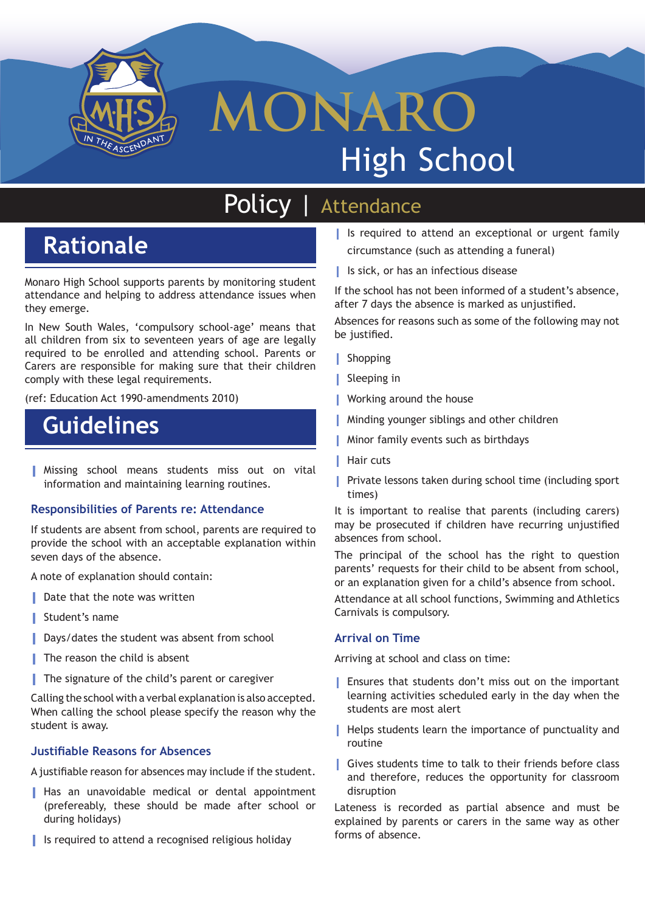# MONARO High School

## Policy | Attendance

## Rationale

Monaro High School supports parents by monitoring student attendance and helping to address attendance issues when they emerge.

In New South Wales, 'compulsory school-age' means that all children from six to seventeen years of age are legally required to be enrolled and attending school. Parents or Carers are responsible for making sure that their children comply with these legal requirements.

(ref: Education Act 1990-amendments 2010)

## Guidelines

- Missing school means students miss out on vital information and maintaining learning routines.

### Responsibilities of Parents re: Attendance

If students are absent from school, parents are required to provide the school with an acceptable explanation within seven days of the absence.

A note of explanation should contain:

- Date that the note was written
- Student's name
- Days/dates the student was absent from school
- The reason the child is absent
- The signature of the child's parent or caregiver

Calling the school with a verbal explanation is also accepted. When calling the school please specify the reason why the student is away.

### Justifiable Reasons for Absences

A justifiable reason for absences may include if the student.

- Has an unavoidable medical or dental appointment (prefereably, these should be made after school or during holidays)
- Is required to attend a recognised religious holiday
- Is required to attend an exceptional or urgent family circumstance (such as attending a funeral)
- Is sick, or has an infectious disease

If the school has not been informed of a student's absence, after 7 days the absence is marked as unjustified.

Absences for reasons such as some of the following may not be justified.

- Shopping
- Sleeping in
- Working around the house
- Minding younger siblings and other children
- Minor family events such as birthdays
- Hair cuts
- Private lessons taken during school time (including sport times)

It is important to realise that parents (including carers) may be prosecuted if children have recurring unjustified absences from school.

The principal of the school has the right to question parents' requests for their child to be absent from school, or an explanation given for a child's absence from school.

Attendance at all school functions, Swimming and Athletics Carnivals is compulsory.

### Arrival on Time

Arriving at school and class on time:

- Ensures that students don't miss out on the important learning activities scheduled early in the day when the students are most alert
- Helps students learn the importance of punctuality and routine
- Gives students time to talk to their friends before class and therefore, reduces the opportunity for classroom disruption

Lateness is recorded as partial absence and must be explained by parents or carers in the same way as other forms of absence.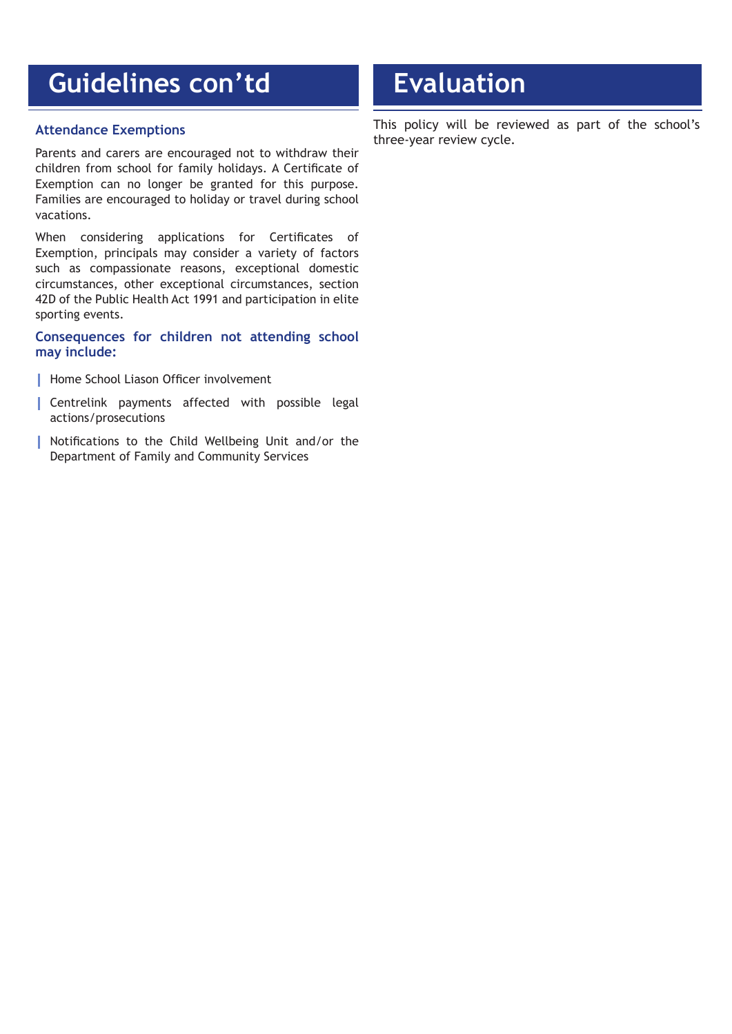# Guidelines con'td

### Attendance Exemptions

Parents and carers are encouraged not to withdraw their children from school for family holidays. A Certificate of Exemption can no longer be granted for this purpose. Families are encouraged to holiday or travel during school vacations.

When considering applications for Certificates of Exemption, principals may consider a variety of factors such as compassionate reasons, exceptional domestic circumstances, other exceptional circumstances, section 42D of the Public Health Act 1991 and participation in elite sporting events.

### Consequences for children not attending school may include:

- Home School Liason Officer involvement
- Centrelink payments affected with possible legal actions/prosecutions
- Notifications to the Child Wellbeing Unit and/or the Department of Family and Community Services

# Evaluation

This policy will be reviewed as part of the school's three-year review cycle.